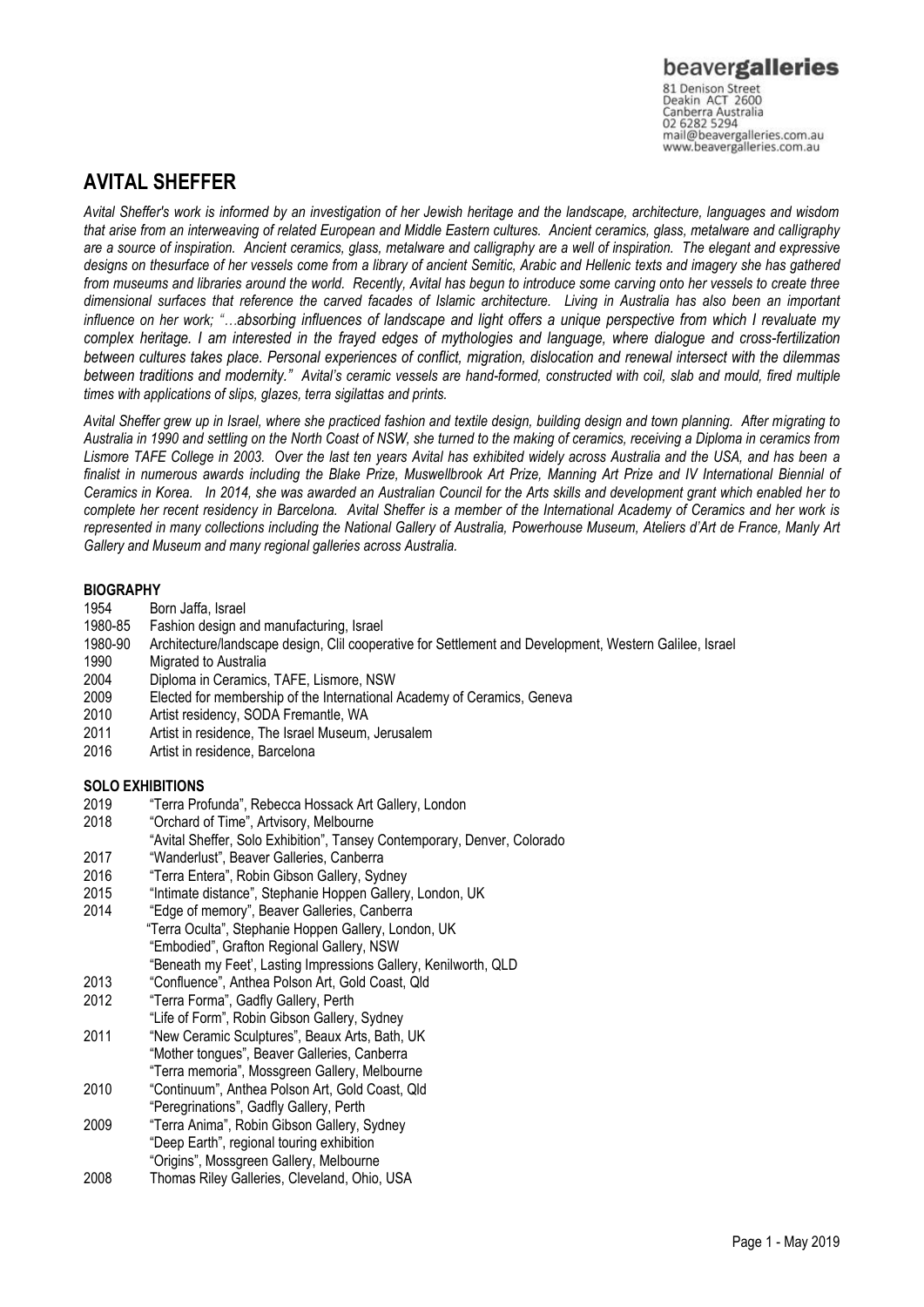beavergalleries

81 Denison Street
Deakin ACT 2600
Canberra Australia
02 6282 5294
mail@beavergalleries.com.au
www.beavergalleries.com.au

# AVITAL SHEFFER

*Avital Sheffer's work is informed by an investigation of her Jewish heritage and the landscape, architecture, languages and wisdom that arise from an interweaving of related European and Middle Eastern cultures. Ancient ceramics, glass, metalware and calligraphy are a source of inspiration. Ancient ceramics, glass, metalware and calligraphy are a well of inspiration. The elegant and expressive designs on thesurface of her vessels come from a library of ancient Semitic, Arabic and Hellenic texts and imagery she has gathered from museums and libraries around the world. Recently, Avital has begun to introduce some carving onto her vessels to create three dimensional surfaces that reference the carved facades of Islamic architecture. Living in Australia has also been an important influence on her work; "…absorbing influences of landscape and light offers a unique perspective from which I revaluate my complex heritage. I am interested in the frayed edges of mythologies and language, where dialogue and cross-fertilization between cultures takes place. Personal experiences of conflict, migration, dislocation and renewal intersect with the dilemmas between traditions and modernity." Avital's ceramic vessels are hand-formed, constructed with coil, slab and mould, fired multiple times with applications of slips, glazes, terra sigilattas and prints.*

*Avital Sheffer grew up in Israel, where she practiced fashion and textile design, building design and town planning. After migrating to Australia in 1990 and settling on the North Coast of NSW, she turned to the making of ceramics, receiving a Diploma in ceramics from Lismore TAFE College in 2003. Over the last ten years Avital has exhibited widely across Australia and the USA, and has been a finalist in numerous awards including the Blake Prize, Muswellbrook Art Prize, Manning Art Prize and IV International Biennial of Ceramics in Korea. In 2014, she was awarded an Australian Council for the Arts skills and development grant which enabled her to complete her recent residency in Barcelona. Avital Sheffer is a member of the International Academy of Ceramics and her work is represented in many collections including the National Gallery of Australia, Powerhouse Museum, Ateliers d'Art de France, Manly Art Gallery and Museum and many regional galleries across Australia.*

## BIOGRAPHY

1954 Born Jaffa, Israel
1980-85 Fashion design and manufacturing, Israel
1980-90 Architecture/landscape design, Clil cooperative for Settlement and Development, Western Galilee, Israel
1990 Migrated to Australia
2004 Diploma in Ceramics, TAFE, Lismore, NSW
2009 Elected for membership of the International Academy of Ceramics, Geneva
2010 Artist residency, SODA Fremantle, WA
2011 Artist in residence, The Israel Museum, Jerusalem
2016 Artist in residence, Barcelona

## SOLO EXHIBITIONS

2019 "Terra Profunda", Rebecca Hossack Art Gallery, London
2018 "Orchard of Time", Artvisory, Melbourne
"Avital Sheffer, Solo Exhibition", Tansey Contemporary, Denver, Colorado
2017 "Wanderlust", Beaver Galleries, Canberra
2016 "Terra Entera", Robin Gibson Gallery, Sydney
2015 "Intimate distance", Stephanie Hoppen Gallery, London, UK
2014 "Edge of memory", Beaver Galleries, Canberra
"Terra Oculta", Stephanie Hoppen Gallery, London, UK
"Embodied", Grafton Regional Gallery, NSW
"Beneath my Feet', Lasting Impressions Gallery, Kenilworth, QLD
2013 "Confluence", Anthea Polson Art, Gold Coast, Qld
2012 "Terra Forma", Gadfly Gallery, Perth
"Life of Form", Robin Gibson Gallery, Sydney
2011 "New Ceramic Sculptures", Beaux Arts, Bath, UK
"Mother tongues", Beaver Galleries, Canberra
"Terra memoria", Mossgreen Gallery, Melbourne
2010 "Continuum", Anthea Polson Art, Gold Coast, Qld
"Peregrinations", Gadfly Gallery, Perth
2009 "Terra Anima", Robin Gibson Gallery, Sydney
"Deep Earth", regional touring exhibition
"Origins", Mossgreen Gallery, Melbourne
2008 Thomas Riley Galleries, Cleveland, Ohio, USA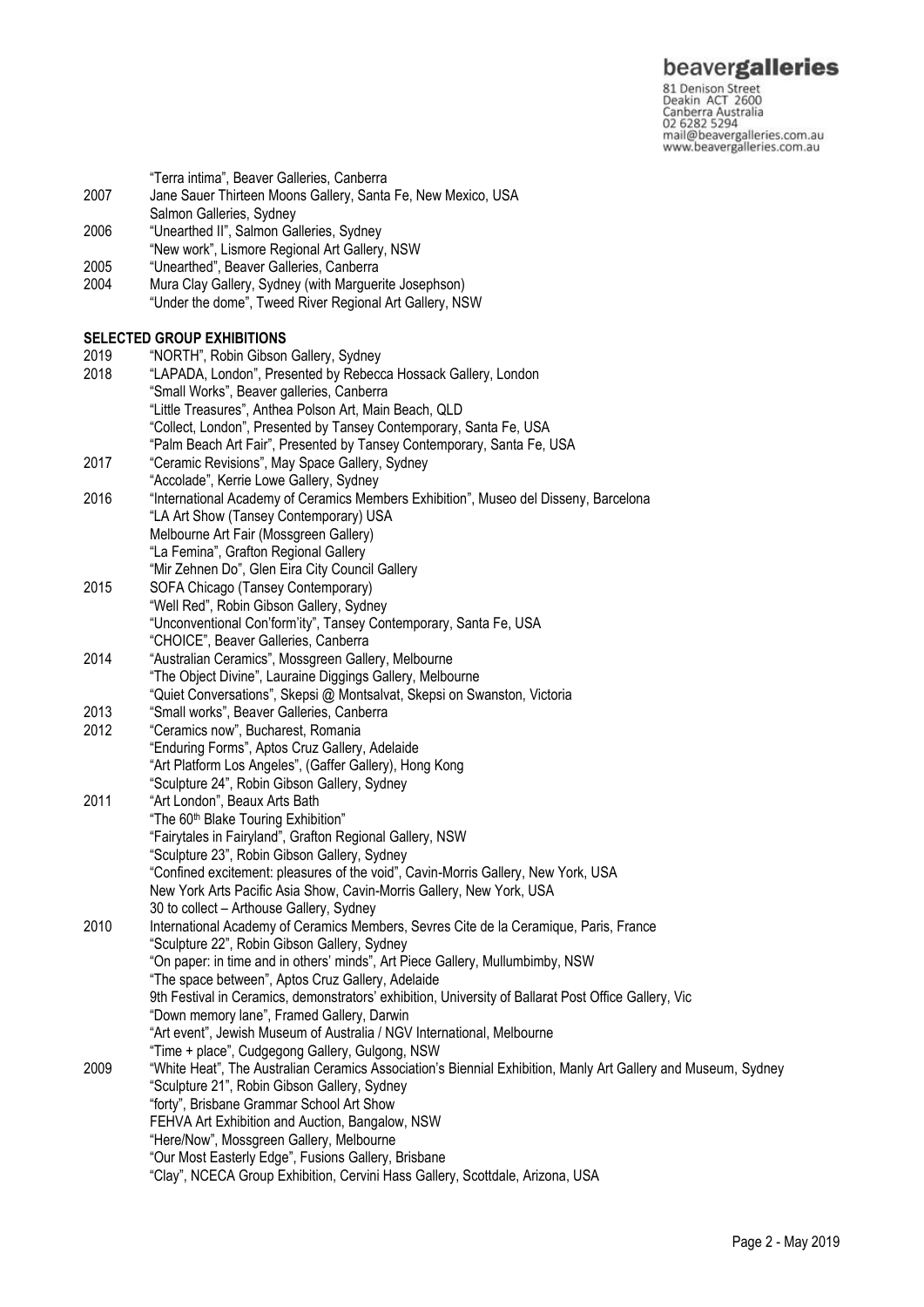| | |
|---|---|
| | "Terra intima", Beaver Galleries, Canberra |
| 2007 | Jane Sauer Thirteen Moons Gallery, Santa Fe, New Mexico, USA |
| | Salmon Galleries, Sydney |
| 2006 | "Unearthed II", Salmon Galleries, Sydney |
| | "New work", Lismore Regional Art Gallery, NSW |
| 2005 | "Unearthed", Beaver Galleries, Canberra |
| 2004 | Mura Clay Gallery, Sydney (with Marguerite Josephson) |
| | "Under the dome", Tweed River Regional Art Gallery, NSW |

**SELECTED GROUP EXHIBITIONS**

| | |
|---|---|
| 2019 | "NORTH", Robin Gibson Gallery, Sydney |
| 2018 | "LAPADA, London", Presented by Rebecca Hossack Gallery, London |
| | "Small Works", Beaver galleries, Canberra |
| | "Little Treasures", Anthea Polson Art, Main Beach, QLD |
| | "Collect, London", Presented by Tansey Contemporary, Santa Fe, USA |
| | "Palm Beach Art Fair", Presented by Tansey Contemporary, Santa Fe, USA |
| 2017 | "Ceramic Revisions", May Space Gallery, Sydney |
| | "Accolade", Kerrie Lowe Gallery, Sydney |
| 2016 | "International Academy of Ceramics Members Exhibition", Museo del Disseny, Barcelona |
| | "LA Art Show (Tansey Contemporary) USA |
| | Melbourne Art Fair (Mossgreen Gallery) |
| | "La Femina", Grafton Regional Gallery |
| | "Mir Zehnen Do", Glen Eira City Council Gallery |
| 2015 | SOFA Chicago (Tansey Contemporary) |
| | "Well Red", Robin Gibson Gallery, Sydney |
| | "Unconventional Con'form'ity", Tansey Contemporary, Santa Fe, USA |
| | "CHOICE", Beaver Galleries, Canberra |
| 2014 | "Australian Ceramics", Mossgreen Gallery, Melbourne |
| | "The Object Divine", Lauraine Diggings Gallery, Melbourne |
| | "Quiet Conversations", Skepsi @ Montsalvat, Skepsi on Swanston, Victoria |
| 2013 | "Small works", Beaver Galleries, Canberra |
| 2012 | "Ceramics now", Bucharest, Romania |
| | "Enduring Forms", Aptos Cruz Gallery, Adelaide |
| | "Art Platform Los Angeles", (Gaffer Gallery), Hong Kong |
| | "Sculpture 24", Robin Gibson Gallery, Sydney |
| 2011 | "Art London", Beaux Arts Bath |
| | "The 60th Blake Touring Exhibition" |
| | "Fairytales in Fairyland", Grafton Regional Gallery, NSW |
| | "Sculpture 23", Robin Gibson Gallery, Sydney |
| | "Confined excitement: pleasures of the void", Cavin-Morris Gallery, New York, USA |
| | New York Arts Pacific Asia Show, Cavin-Morris Gallery, New York, USA |
| | 30 to collect – Arthouse Gallery, Sydney |
| 2010 | International Academy of Ceramics Members, Sevres Cite de la Ceramique, Paris, France |
| | "Sculpture 22", Robin Gibson Gallery, Sydney |
| | "On paper: in time and in others' minds", Art Piece Gallery, Mullumbimby, NSW |
| | "The space between", Aptos Cruz Gallery, Adelaide |
| | 9th Festival in Ceramics, demonstrators' exhibition, University of Ballarat Post Office Gallery, Vic |
| | "Down memory lane", Framed Gallery, Darwin |
| | "Art event", Jewish Museum of Australia / NGV International, Melbourne |
| | "Time + place", Cudgegong Gallery, Gulgong, NSW |
| 2009 | "White Heat", The Australian Ceramics Association's Biennial Exhibition, Manly Art Gallery and Museum, Sydney |
| | "Sculpture 21", Robin Gibson Gallery, Sydney |
| | "forty", Brisbane Grammar School Art Show |
| | FEHVA Art Exhibition and Auction, Bangalow, NSW |
| | "Here/Now", Mossgreen Gallery, Melbourne |
| | "Our Most Easterly Edge", Fusions Gallery, Brisbane |
| | "Clay", NCECA Group Exhibition, Cervini Hass Gallery, Scottdale, Arizona, USA |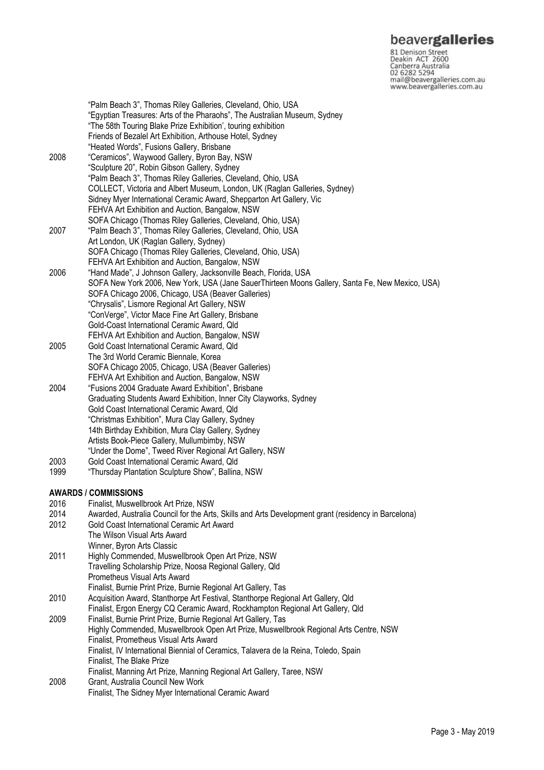| | |
|---|---|
| | "Palm Beach 3", Thomas Riley Galleries, Cleveland, Ohio, USA |
| | "Egyptian Treasures: Arts of the Pharaohs", The Australian Museum, Sydney |
| | "The 58th Touring Blake Prize Exhibition', touring exhibition |
| | Friends of Bezalel Art Exhibition, Arthouse Hotel, Sydney |
| | "Heated Words", Fusions Gallery, Brisbane |
| 2008 | "Ceramicos", Waywood Gallery, Byron Bay, NSW |
| | "Sculpture 20", Robin Gibson Gallery, Sydney |
| | "Palm Beach 3", Thomas Riley Galleries, Cleveland, Ohio, USA |
| | COLLECT, Victoria and Albert Museum, London, UK (Raglan Galleries, Sydney) |
| | Sidney Myer International Ceramic Award, Shepparton Art Gallery, Vic |
| | FEHVA Art Exhibition and Auction, Bangalow, NSW |
| | SOFA Chicago (Thomas Riley Galleries, Cleveland, Ohio, USA) |
| 2007 | "Palm Beach 3", Thomas Riley Galleries, Cleveland, Ohio, USA |
| | Art London, UK (Raglan Gallery, Sydney) |
| | SOFA Chicago (Thomas Riley Galleries, Cleveland, Ohio, USA) |
| | FEHVA Art Exhibition and Auction, Bangalow, NSW |
| 2006 | "Hand Made", J Johnson Gallery, Jacksonville Beach, Florida, USA |
| | SOFA New York 2006, New York, USA (Jane SauerThirteen Moons Gallery, Santa Fe, New Mexico, USA) |
| | SOFA Chicago 2006, Chicago, USA (Beaver Galleries) |
| | "Chrysalis", Lismore Regional Art Gallery, NSW |
| | "ConVerge", Victor Mace Fine Art Gallery, Brisbane |
| | Gold-Coast International Ceramic Award, Qld |
| | FEHVA Art Exhibition and Auction, Bangalow, NSW |
| 2005 | Gold Coast International Ceramic Award, Qld |
| | The 3rd World Ceramic Biennale, Korea |
| | SOFA Chicago 2005, Chicago, USA (Beaver Galleries) |
| | FEHVA Art Exhibition and Auction, Bangalow, NSW |
| 2004 | "Fusions 2004 Graduate Award Exhibition", Brisbane |
| | Graduating Students Award Exhibition, Inner City Clayworks, Sydney |
| | Gold Coast International Ceramic Award, Qld |
| | "Christmas Exhibition", Mura Clay Gallery, Sydney |
| | 14th Birthday Exhibition, Mura Clay Gallery, Sydney |
| | Artists Book-Piece Gallery, Mullumbimby, NSW |
| | "Under the Dome", Tweed River Regional Art Gallery, NSW |
| 2003 | Gold Coast International Ceramic Award, Qld |
| 1999 | "Thursday Plantation Sculpture Show", Ballina, NSW |

**AWARDS / COMMISSIONS**

| | |
|---|---|
| 2016 | Finalist, Muswellbrook Art Prize, NSW |
| 2014 | Awarded, Australia Council for the Arts, Skills and Arts Development grant (residency in Barcelona) |
| 2012 | Gold Coast International Ceramic Art Award |
| | The Wilson Visual Arts Award |
| | Winner, Byron Arts Classic |
| 2011 | Highly Commended, Muswellbrook Open Art Prize, NSW |
| | Travelling Scholarship Prize, Noosa Regional Gallery, Qld |
| | Prometheus Visual Arts Award |
| | Finalist, Burnie Print Prize, Burnie Regional Art Gallery, Tas |
| 2010 | Acquisition Award, Stanthorpe Art Festival, Stanthorpe Regional Art Gallery, Qld |
| | Finalist, Ergon Energy CQ Ceramic Award, Rockhampton Regional Art Gallery, Qld |
| 2009 | Finalist, Burnie Print Prize, Burnie Regional Art Gallery, Tas |
| | Highly Commended, Muswellbrook Open Art Prize, Muswellbrook Regional Arts Centre, NSW |
| | Finalist, Prometheus Visual Arts Award |
| | Finalist, IV International Biennial of Ceramics, Talavera de la Reina, Toledo, Spain |
| | Finalist, The Blake Prize |
| | Finalist, Manning Art Prize, Manning Regional Art Gallery, Taree, NSW |
| 2008 | Grant, Australia Council New Work |
| | Finalist, The Sidney Myer International Ceramic Award |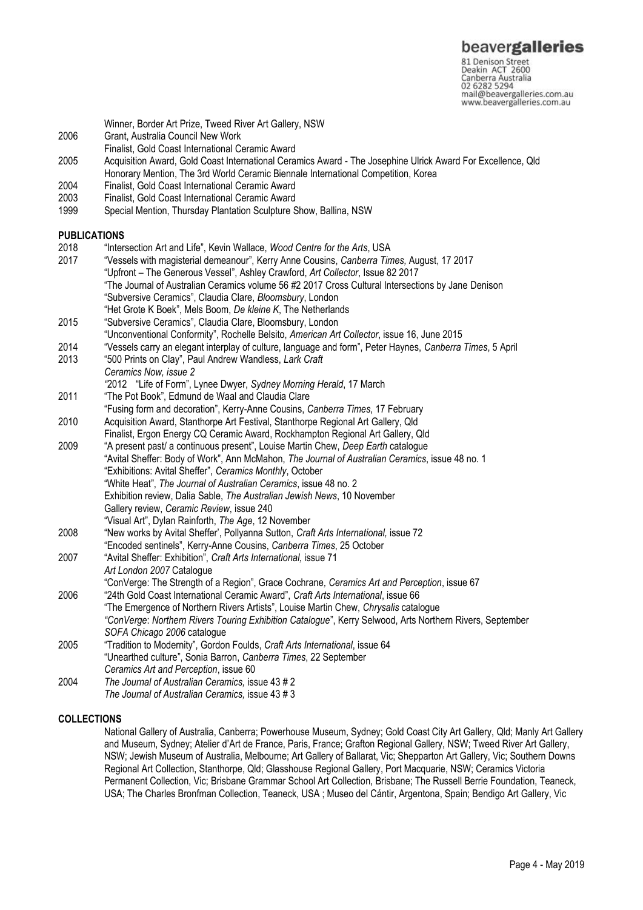Winner, Border Art Prize, Tweed River Art Gallery, NSW

2006 Grant, Australia Council New Work
Finalist, Gold Coast International Ceramic Award

2005 Acquisition Award, Gold Coast International Ceramics Award - The Josephine Ulrick Award For Excellence, Qld
Honorary Mention, The 3rd World Ceramic Biennale International Competition, Korea

2004 Finalist, Gold Coast International Ceramic Award

2003 Finalist, Gold Coast International Ceramic Award

1999 Special Mention, Thursday Plantation Sculpture Show, Ballina, NSW

## PUBLICATIONS

2018 "Intersection Art and Life", Kevin Wallace, *Wood Centre for the Arts*, USA

2017 "Vessels with magisterial demeanour", Kerry Anne Cousins, *Canberra Times*, August, 17 2017
"Upfront – The Generous Vessel", Ashley Crawford, *Art Collector*, Issue 82 2017
"The Journal of Australian Ceramics volume 56 #2 2017 Cross Cultural Intersections by Jane Denison
"Subversive Ceramics", Claudia Clare, *Bloomsbury*, London
"Het Grote K Boek", Mels Boom, *De kleine K*, The Netherlands

2015 "Subversive Ceramics", Claudia Clare, Bloomsbury, London
"Unconventional Conformity", Rochelle Belsito, *American Art Collector*, issue 16, June 2015

2014 "Vessels carry an elegant interplay of culture, language and form", Peter Haynes, *Canberra Times*, 5 April

2013 "500 Prints on Clay", Paul Andrew Wandless, *Lark Craft*
*Ceramics Now, issue 2*
"2012 "Life of Form", Lynee Dwyer, *Sydney Morning Herald*, 17 March

2011 "The Pot Book", Edmund de Waal and Claudia Clare
"Fusing form and decoration", Kerry-Anne Cousins, *Canberra Times*, 17 February

2010 Acquisition Award, Stanthorpe Art Festival, Stanthorpe Regional Art Gallery, Qld
Finalist, Ergon Energy CQ Ceramic Award, Rockhampton Regional Art Gallery, Qld

2009 "A present past/ a continuous present", Louise Martin Chew, *Deep Earth* catalogue
"Avital Sheffer: Body of Work", Ann McMahon, *The Journal of Australian Ceramics*, issue 48 no. 1
"Exhibitions: Avital Sheffer", *Ceramics Monthly*, October
"White Heat", *The Journal of Australian Ceramics*, issue 48 no. 2
Exhibition review, Dalia Sable, *The Australian Jewish News*, 10 November
Gallery review, *Ceramic Review*, issue 240
"Visual Art", Dylan Rainforth, *The Age*, 12 November

2008 "New works by Avital Sheffer', Pollyanna Sutton, *Craft Arts International,* issue 72
"Encoded sentinels", Kerry-Anne Cousins, *Canberra Times*, 25 October

2007 "Avital Sheffer: Exhibition", *Craft Arts International,* issue 71
*Art London 2007* Catalogue
"ConVerge: The Strength of a Region", Grace Cochrane, *Ceramics Art and Perception*, issue 67

2006 "24th Gold Coast International Ceramic Award", *Craft Arts International*, issue 66
"The Emergence of Northern Rivers Artists", Louise Martin Chew, *Chrysalis* catalogue
*"ConVerge*: *Northern Rivers Touring Exhibition Catalogue*", Kerry Selwood, Arts Northern Rivers, September
*SOFA Chicago 2006* catalogue

2005 "Tradition to Modernity", Gordon Foulds, *Craft Arts International*, issue 64
"Unearthed culture", Sonia Barron, *Canberra Times*, 22 September
*Ceramics Art and Perception*, issue 60

2004 *The Journal of Australian Ceramics,* issue 43 # 2
*The Journal of Australian Ceramics,* issue 43 # 3

## COLLECTIONS

National Gallery of Australia, Canberra; Powerhouse Museum, Sydney; Gold Coast City Art Gallery, Qld; Manly Art Gallery and Museum, Sydney; Atelier d'Art de France, Paris, France; Grafton Regional Gallery, NSW; Tweed River Art Gallery, NSW; Jewish Museum of Australia, Melbourne; Art Gallery of Ballarat, Vic; Shepparton Art Gallery, Vic; Southern Downs Regional Art Collection, Stanthorpe, Qld; Glasshouse Regional Gallery, Port Macquarie, NSW; Ceramics Victoria Permanent Collection, Vic; Brisbane Grammar School Art Collection, Brisbane; The Russell Berrie Foundation, Teaneck, USA; The Charles Bronfman Collection, Teaneck, USA ; Museo del Cántir, Argentona, Spain; Bendigo Art Gallery, Vic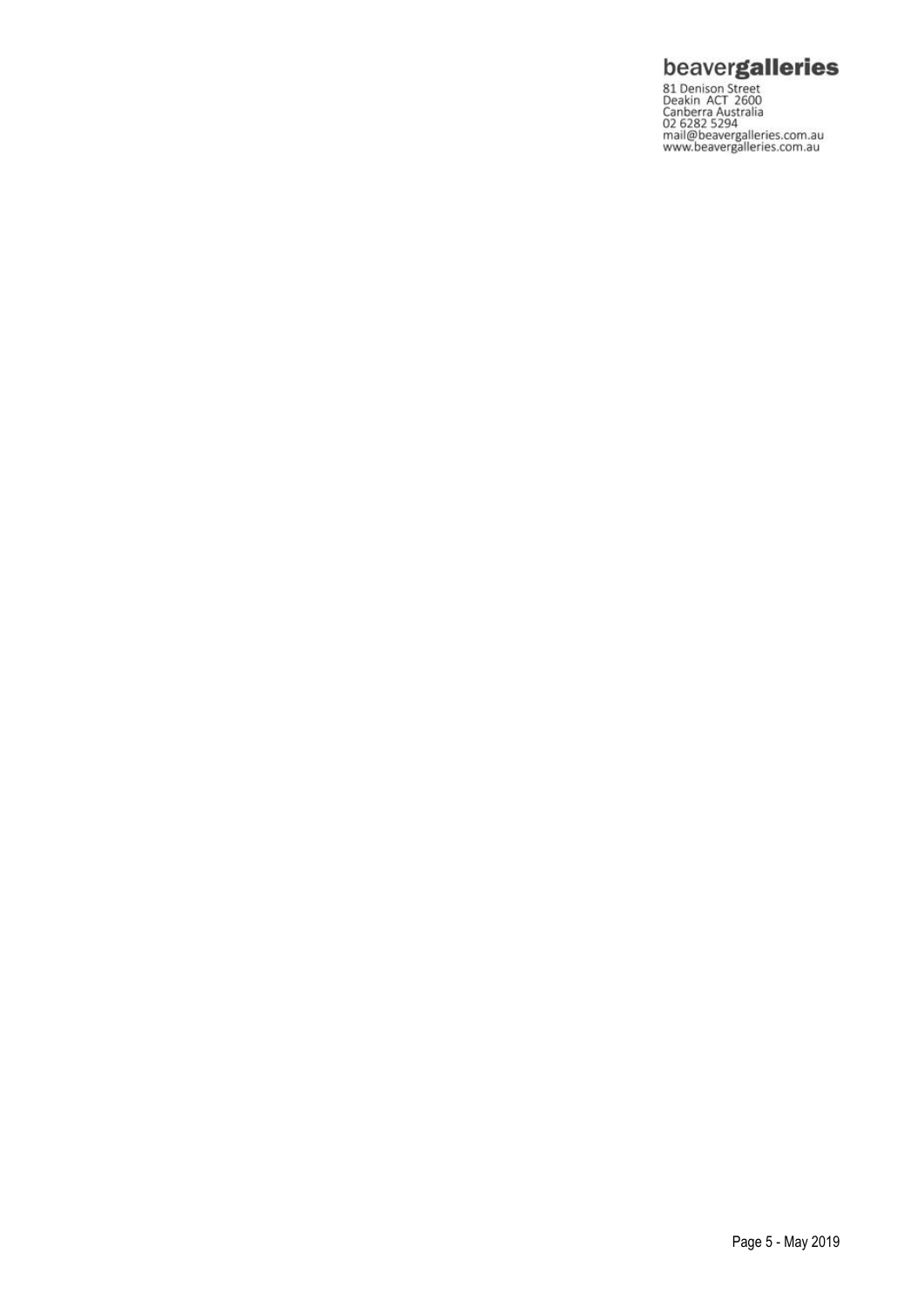beavergalleries

81 Denison Street
Deakin ACT 2600
Canberra Australia
02 6282 5294
mail@beavergalleries.com.au
www.beavergalleries.com.au